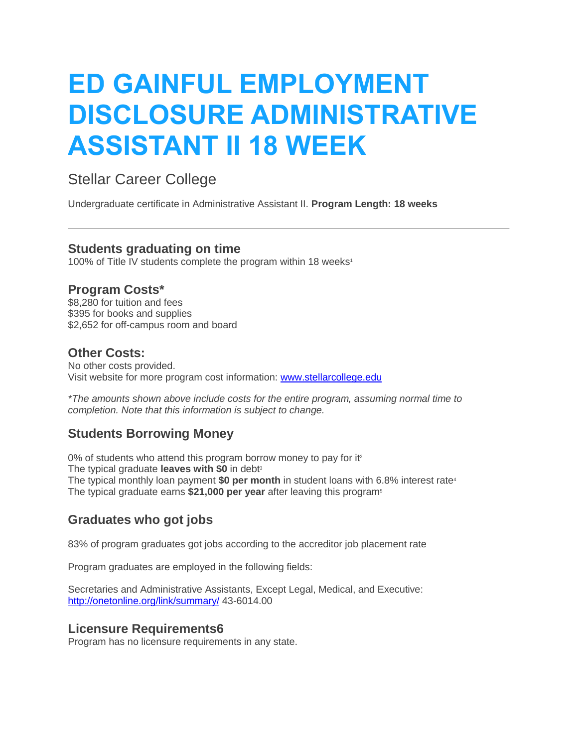# ED GAINFUL EMPLOYMENT DISCLOSURE ADMINISTRATIVE ASSISTANT II 18 WEEK

Stellar Career College

Undergraduate certificate in Administrative Assistant II. **Program Length: 18 weeks**

---

### Students graduating on time

100% of Title IV students complete the program within 18 weeks[1]

### Program Costs*

$8,280 for tuition and fees
$395 for books and supplies
$2,652 for off-campus room and board

### Other Costs:

No other costs provided.
Visit website for more program cost information: [www.stellarcollege.edu](www.stellarcollege.edu)

*\*The amounts shown above include costs for the entire program, assuming normal time to completion. Note that this information is subject to change.*

### Students Borrowing Money

0% of students who attend this program borrow money to pay for it[2]
The typical graduate **leaves with $0** in debt[3]
The typical monthly loan payment **$0 per month** in student loans with 6.8% interest rate[4]
The typical graduate earns **$21,000 per year** after leaving this program[5]

### Graduates who got jobs

83% of program graduates got jobs according to the accreditor job placement rate

Program graduates are employed in the following fields:

Secretaries and Administrative Assistants, Except Legal, Medical, and Executive: [http://onetonline.org/link/summary/](http://onetonline.org/link/summary/) 43-6014.00

### Licensure Requirements6

Program has no licensure requirements in any state.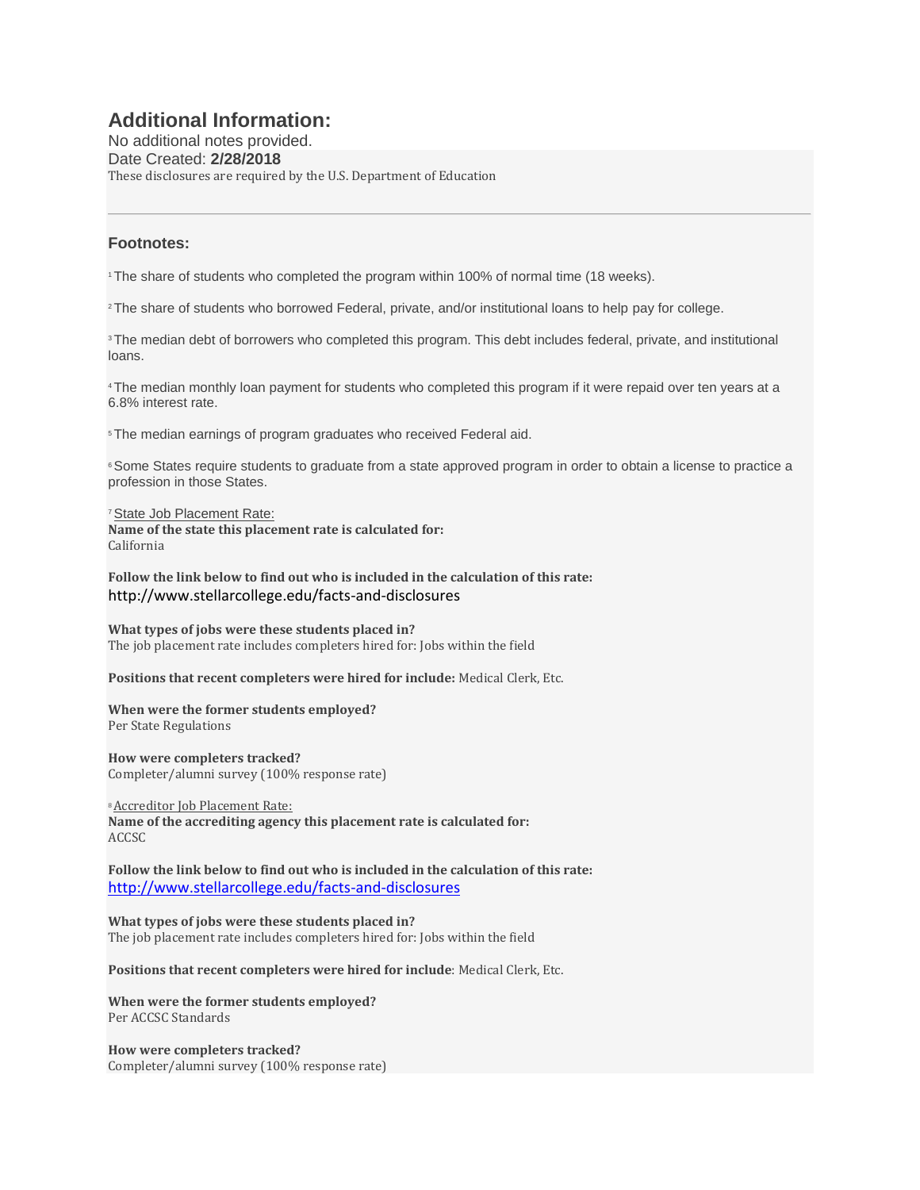## Additional Information:

No additional notes provided.

Date Created: **2/28/2018**

These disclosures are required by the U.S. Department of Education

---

### Footnotes:

[1] The share of students who completed the program within 100% of normal time (18 weeks).

[2] The share of students who borrowed Federal, private, and/or institutional loans to help pay for college.

[3] The median debt of borrowers who completed this program. This debt includes federal, private, and institutional loans.

[4] The median monthly loan payment for students who completed this program if it were repaid over ten years at a 6.8% interest rate.

[5] The median earnings of program graduates who received Federal aid.

[6] Some States require students to graduate from a state approved program in order to obtain a license to practice a profession in those States.

[7] State Job Placement Rate:
**Name of the state this placement rate is calculated for:**
California

**Follow the link below to find out who is included in the calculation of this rate:**
http://www.stellarcollege.edu/facts-and-disclosures

**What types of jobs were these students placed in?**
The job placement rate includes completers hired for: Jobs within the field

**Positions that recent completers were hired for include:** Medical Clerk, Etc.

**When were the former students employed?**
Per State Regulations

**How were completers tracked?**
Completer/alumni survey (100% response rate)

[8] Accreditor Job Placement Rate:
**Name of the accrediting agency this placement rate is calculated for:**
ACCSC

**Follow the link below to find out who is included in the calculation of this rate:**
http://www.stellarcollege.edu/facts-and-disclosures

**What types of jobs were these students placed in?**
The job placement rate includes completers hired for: Jobs within the field

**Positions that recent completers were hired for include**: Medical Clerk, Etc.

**When were the former students employed?**
Per ACCSC Standards

**How were completers tracked?**
Completer/alumni survey (100% response rate)